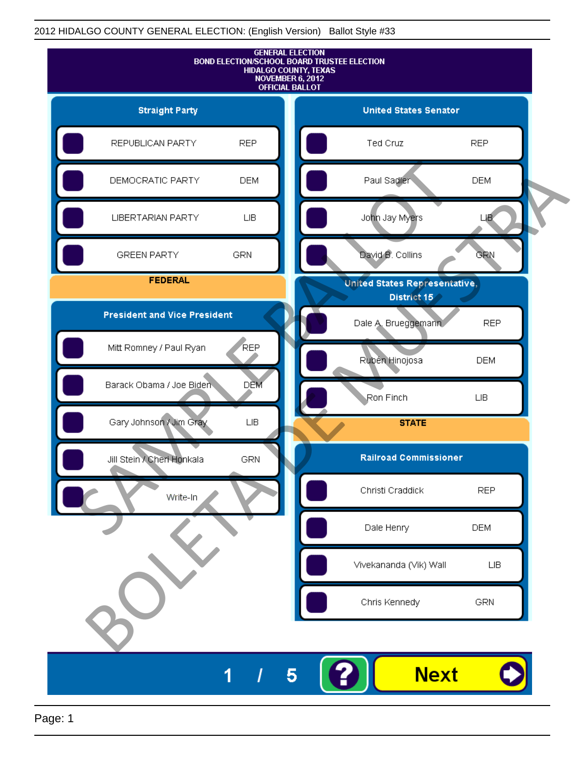2012 HIDALGO COUNTY GENERAL ELECTION: (English Version) Ballot Style #33

# GENERAL ELECTION
## BOND ELECTION/SCHOOL BOARD TRUSTEE ELECTION
## HIDALGO COUNTY, TEXAS
## NOVEMBER 6, 2012
## OFFICIAL BALLOT

### Straight Party

| Candidate | Party |
| --- | --- |
| REPUBLICAN PARTY | REP |
| DEMOCRATIC PARTY | DEM |
| LIBERTARIAN PARTY | LIB |
| GREEN PARTY | GRN |

## FEDERAL

### President and Vice President

| Candidate | Party |
| --- | --- |
| Mitt Romney / Paul Ryan | REP |
| Barack Obama / Joe Biden | DEM |
| Gary Johnson / Jim Gray | LIB |
| Jill Stein / Cheri Honkala | GRN |
| Write-In | |

### United States Senator

| Candidate | Party |
| --- | --- |
| Ted Cruz | REP |
| Paul Sadler | DEM |
| John Jay Myers | LIB |
| David B. Collins | GRN |

### United States Representative, District 15

| Candidate | Party |
| --- | --- |
| Dale A. Brueggemann | REP |
| Rubén Hinojosa | DEM |
| Ron Finch | LIB |

## STATE

### Railroad Commissioner

| Candidate | Party |
| --- | --- |
| Christi Craddick | REP |
| Dale Henry | DEM |
| Vivekananda (Vik) Wall | LIB |
| Chris Kennedy | GRN |

SAMPLE BALLOT BOLETA DE MUESTRA

1 / 5 ? Next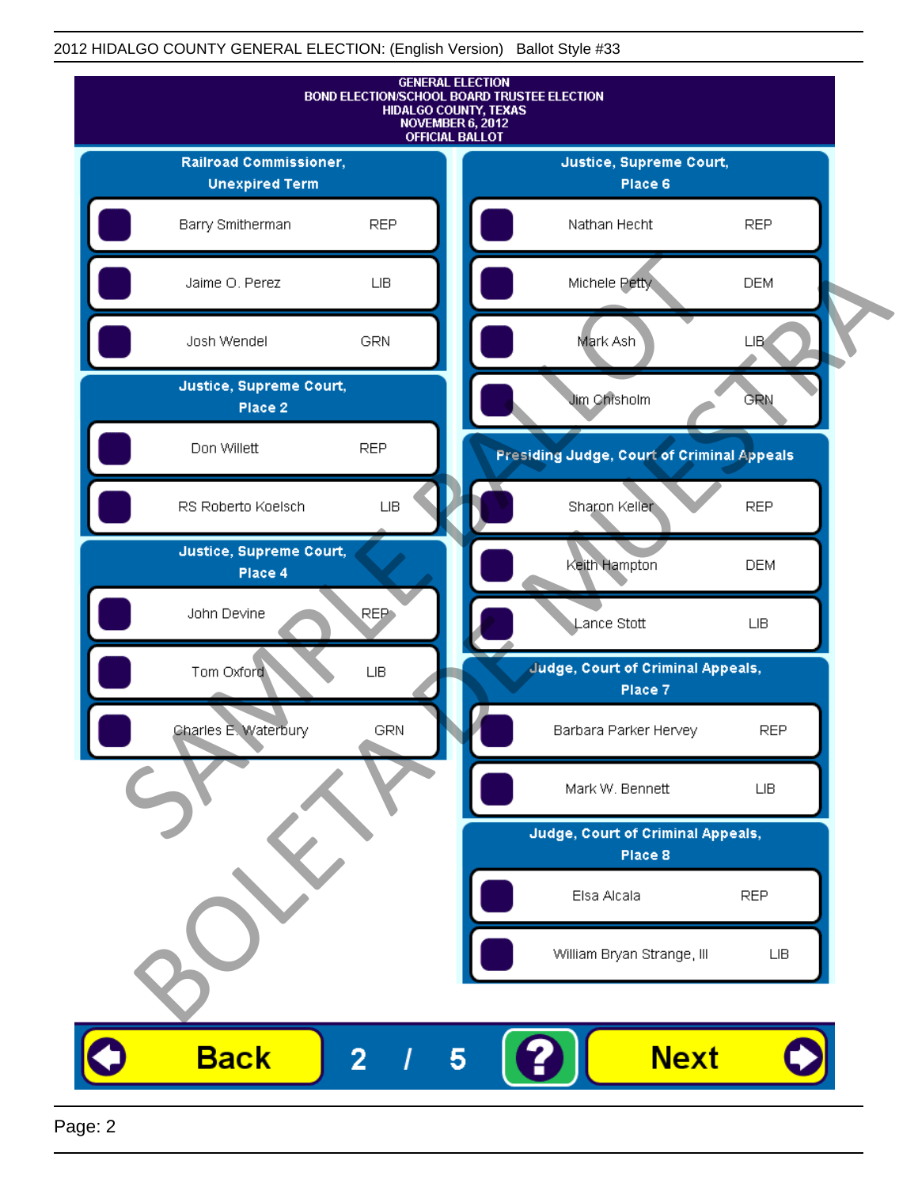GENERAL ELECTION
BOND ELECTION/SCHOOL BOARD TRUSTEE ELECTION
HIDALGO COUNTY, TEXAS
NOVEMBER 6, 2012
OFFICIAL BALLOT

## Railroad Commissioner, Unexpired Term

| Candidate | Party |
|---|---|
| Barry Smitherman | REP |
| Jaime O. Perez | LIB |
| Josh Wendel | GRN |

## Justice, Supreme Court, Place 2

| Candidate | Party |
|---|---|
| Don Willett | REP |
| RS Roberto Koelsch | LIB |

## Justice, Supreme Court, Place 4

| Candidate | Party |
|---|---|
| John Devine | REP |
| Tom Oxford | LIB |
| Charles E. Waterbury | GRN |

## Justice, Supreme Court, Place 6

| Candidate | Party |
|---|---|
| Nathan Hecht | REP |
| Michele Petty | DEM |
| Mark Ash | LIB |
| Jim Chisholm | GRN |

## Presiding Judge, Court of Criminal Appeals

| Candidate | Party |
|---|---|
| Sharon Keller | REP |
| Keith Hampton | DEM |
| Lance Stott | LIB |

## Judge, Court of Criminal Appeals, Place 7

| Candidate | Party |
|---|---|
| Barbara Parker Hervey | REP |
| Mark W. Bennett | LIB |

## Judge, Court of Criminal Appeals, Place 8

| Candidate | Party |
|---|---|
| Elsa Alcala | REP |
| William Bryan Strange, III | LIB |

SAMPLE BALLOT
BOLETA DE MUESTRA

Back 2 / 5 ? Next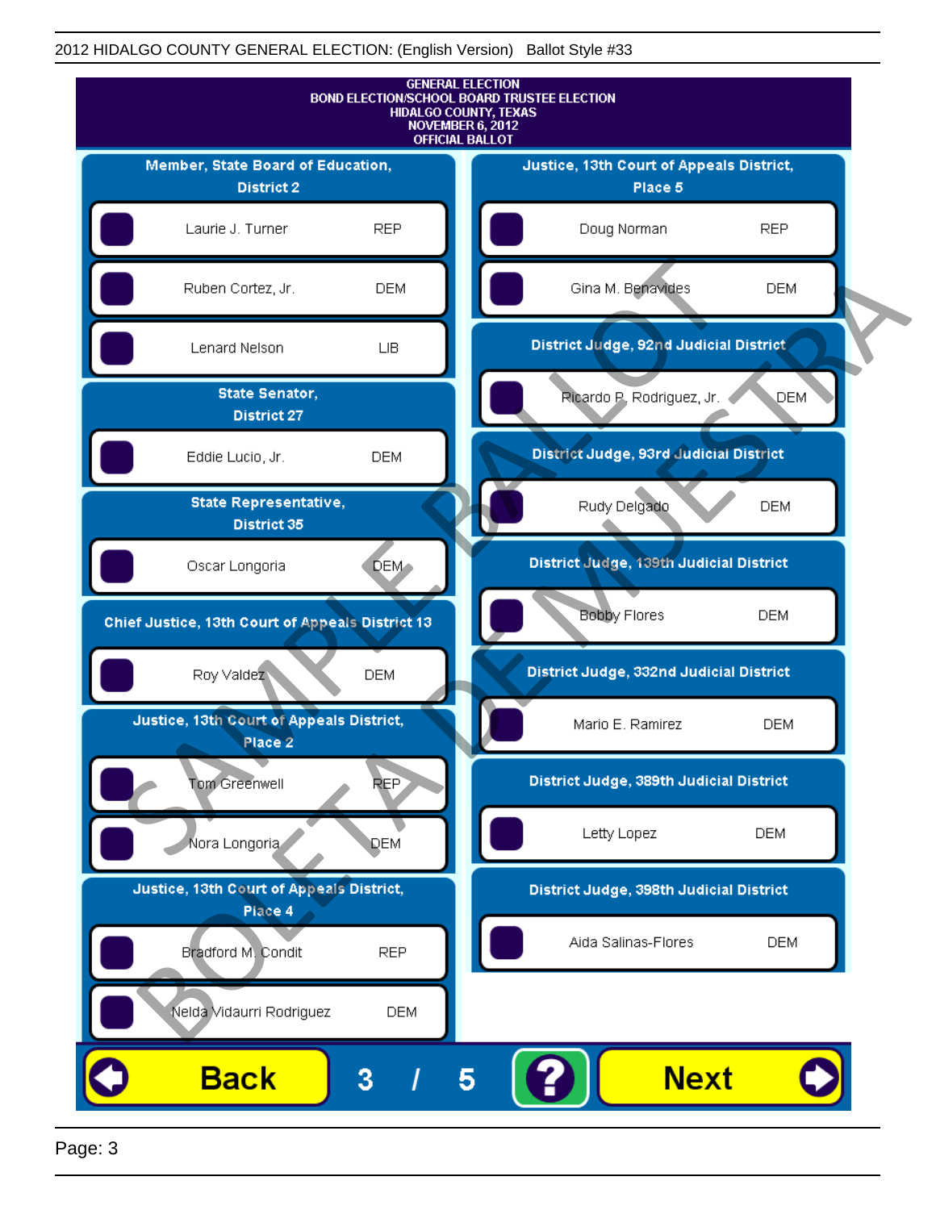2012 HIDALGO COUNTY GENERAL ELECTION: (English Version) Ballot Style #33

**GENERAL ELECTION**
**BOND ELECTION/SCHOOL BOARD TRUSTEE ELECTION**
**HIDALGO COUNTY, TEXAS**
**NOVEMBER 6, 2012**
**OFFICIAL BALLOT**

### Member, State Board of Education, District 2

| Candidate | Party |
|---|---|
| Laurie J. Turner | REP |
| Ruben Cortez, Jr. | DEM |
| Lenard Nelson | LIB |

### State Senator, District 27

| Candidate | Party |
|---|---|
| Eddie Lucio, Jr. | DEM |

### State Representative, District 35

| Candidate | Party |
|---|---|
| Oscar Longoria | DEM |

### Chief Justice, 13th Court of Appeals District 13

| Candidate | Party |
|---|---|
| Roy Valdez | DEM |

### Justice, 13th Court of Appeals District, Place 2

| Candidate | Party |
|---|---|
| Tom Greenwell | REP |
| Nora Longoria | DEM |

### Justice, 13th Court of Appeals District, Place 4

| Candidate | Party |
|---|---|
| Bradford M. Condit | REP |
| Nelda Vidaurri Rodriguez | DEM |

### Justice, 13th Court of Appeals District, Place 5

| Candidate | Party |
|---|---|
| Doug Norman | REP |
| Gina M. Benavides | DEM |

### District Judge, 92nd Judicial District

| Candidate | Party |
|---|---|
| Ricardo P. Rodriguez, Jr. | DEM |

### District Judge, 93rd Judicial District

| Candidate | Party |
|---|---|
| Rudy Delgado | DEM |

### District Judge, 139th Judicial District

| Candidate | Party |
|---|---|
| Bobby Flores | DEM |

### District Judge, 332nd Judicial District

| Candidate | Party |
|---|---|
| Mario E. Ramirez | DEM |

### District Judge, 389th Judicial District

| Candidate | Party |
|---|---|
| Letty Lopez | DEM |

### District Judge, 398th Judicial District

| Candidate | Party |
|---|---|
| Aida Salinas-Flores | DEM |

Back 3 / 5 ? Next

SAMPLE BALLOT BOLETA DE MUESTRA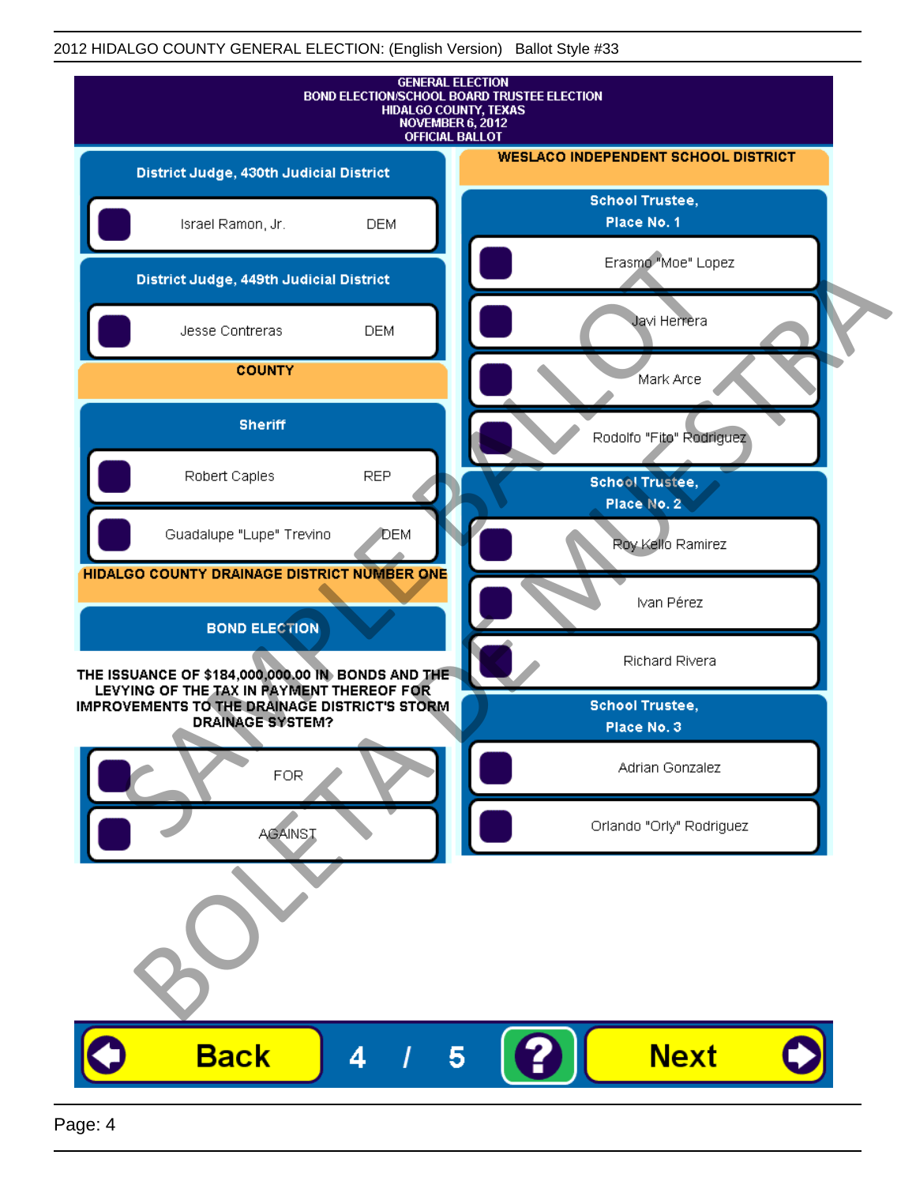2012 HIDALGO COUNTY GENERAL ELECTION: (English Version) Ballot Style #33

**GENERAL ELECTION**
**BOND ELECTION/SCHOOL BOARD TRUSTEE ELECTION**
**HIDALGO COUNTY, TEXAS**
**NOVEMBER 6, 2012**
**OFFICIAL BALLOT**

### District Judge, 430th Judicial District

- Israel Ramon, Jr. — DEM

### District Judge, 449th Judicial District

- Jesse Contreras — DEM

## COUNTY

### Sheriff

- Robert Caples — REP
- Guadalupe "Lupe" Trevino — DEM

## HIDALGO COUNTY DRAINAGE DISTRICT NUMBER ONE

### BOND ELECTION

**THE ISSUANCE OF $184,000,000.00 IN BONDS AND THE LEVYING OF THE TAX IN PAYMENT THEREOF FOR IMPROVEMENTS TO THE DRAINAGE DISTRICT'S STORM DRAINAGE SYSTEM?**

- FOR
- AGAINST

## WESLACO INDEPENDENT SCHOOL DISTRICT

### School Trustee, Place No. 1

- Erasmo "Moe" Lopez
- Javi Herrera
- Mark Arce
- Rodolfo "Fito" Rodriguez

### School Trustee, Place No. 2

- Roy Kello Ramirez
- Ivan Pérez
- Richard Rivera

### School Trustee, Place No. 3

- Adrian Gonzalez
- Orlando "Orly" Rodriguez

SAMPLE BALLOT BOLETA DE MUESTRA

Back 4 / 5 ? Next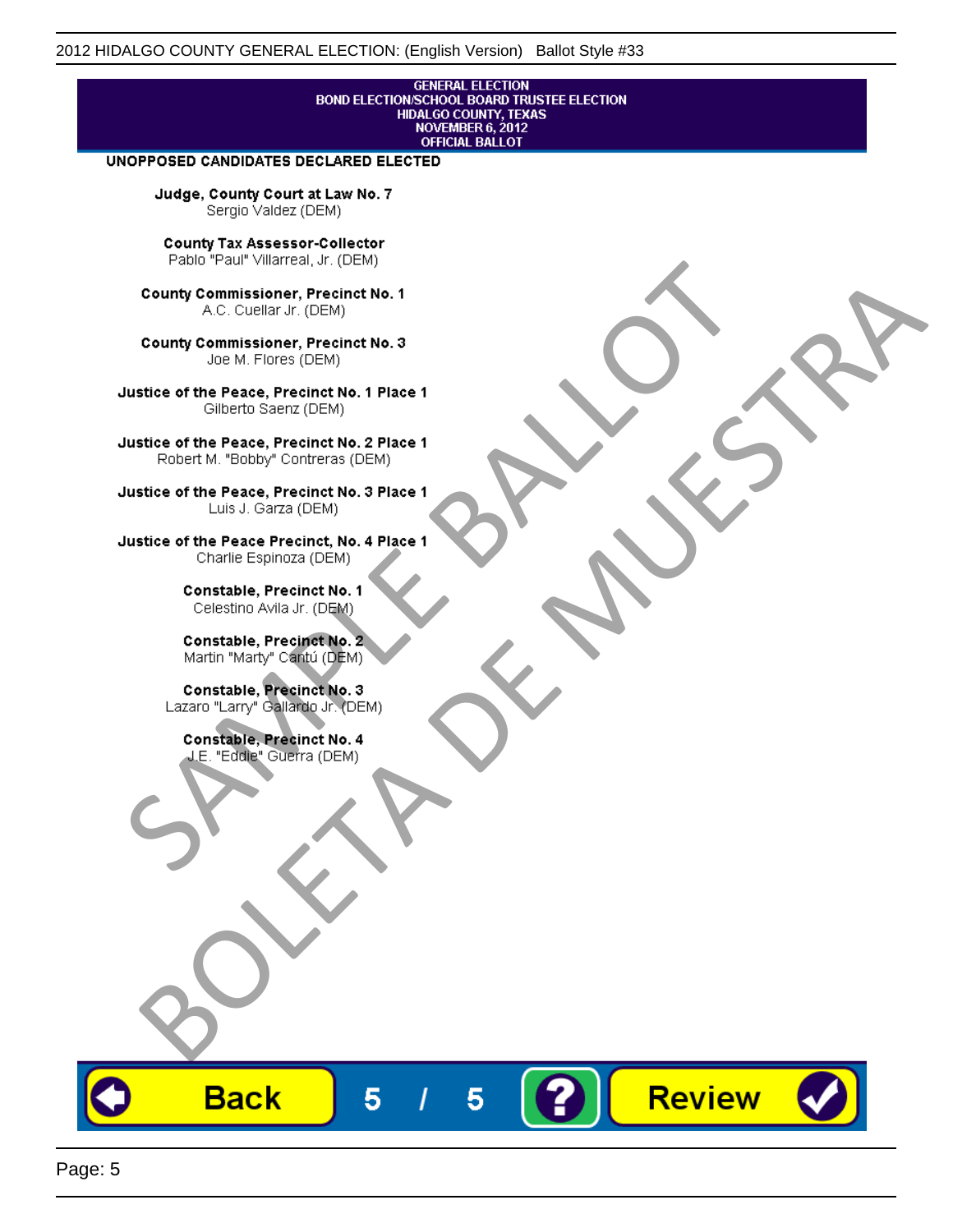GENERAL ELECTION
BOND ELECTION/SCHOOL BOARD TRUSTEE ELECTION
HIDALGO COUNTY, TEXAS
NOVEMBER 6, 2012
OFFICIAL BALLOT

**UNOPPOSED CANDIDATES DECLARED ELECTED**

**Judge, County Court at Law No. 7**
Sergio Valdez (DEM)

**County Tax Assessor-Collector**
Pablo "Paul" Villarreal, Jr. (DEM)

**County Commissioner, Precinct No. 1**
A.C. Cuellar Jr. (DEM)

**County Commissioner, Precinct No. 3**
Joe M. Flores (DEM)

**Justice of the Peace, Precinct No. 1 Place 1**
Gilberto Saenz (DEM)

**Justice of the Peace, Precinct No. 2 Place 1**
Robert M. "Bobby" Contreras (DEM)

**Justice of the Peace, Precinct No. 3 Place 1**
Luis J. Garza (DEM)

**Justice of the Peace Precinct, No. 4 Place 1**
Charlie Espinoza (DEM)

**Constable, Precinct No. 1**
Celestino Avila Jr. (DEM)

**Constable, Precinct No. 2**
Martin "Marty" Cantú (DEM)

**Constable, Precinct No. 3**
Lazaro "Larry" Gallardo Jr. (DEM)

**Constable, Precinct No. 4**
J.E. "Eddie" Guerra (DEM)

SAMPLE BALLOT
BOLETA DE MUESTRA

Back 5 / 5 ? Review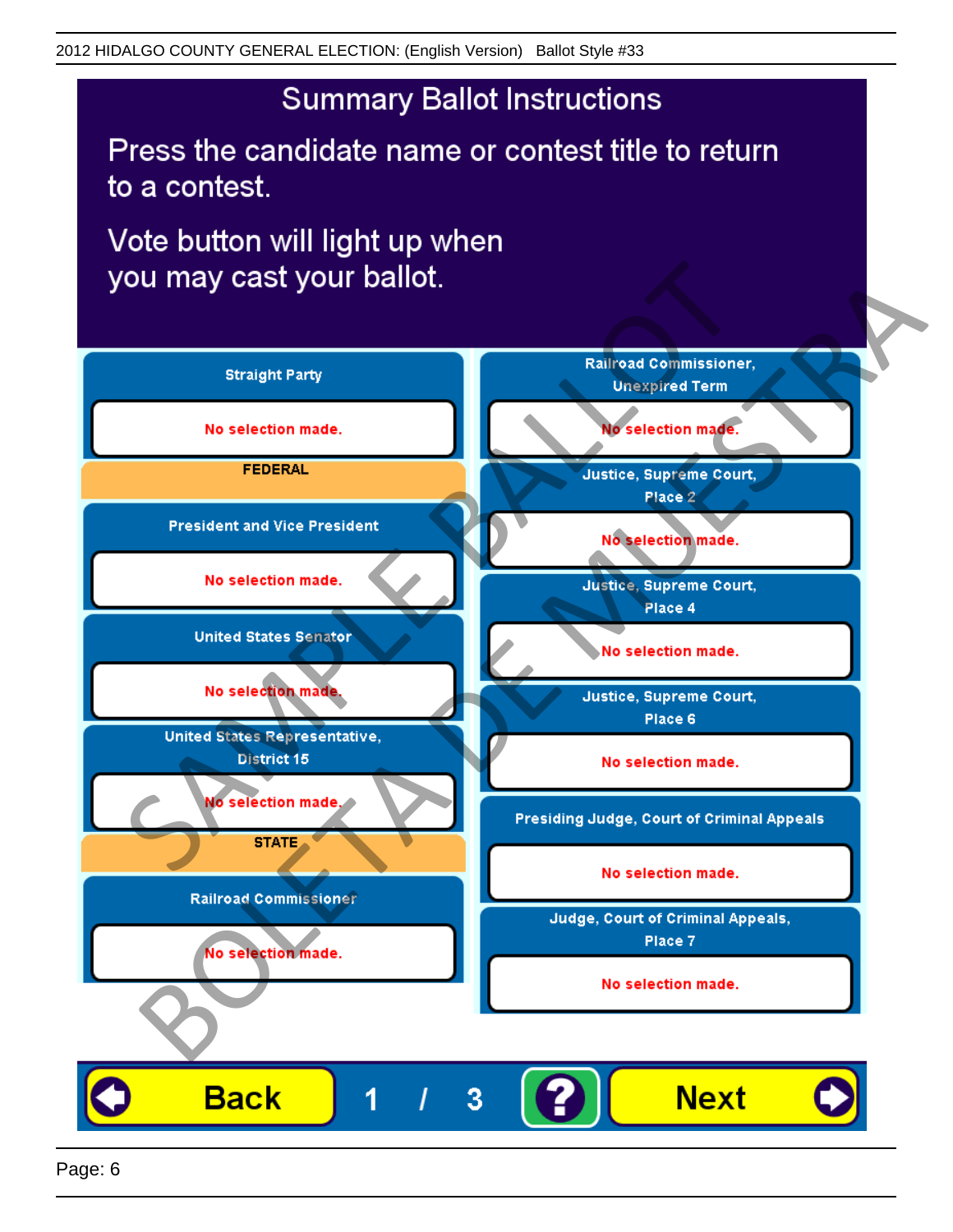# Summary Ballot Instructions

Press the candidate name or contest title to return to a contest.

Vote button will light up when you may cast your ballot.

**Straight Party**

No selection made.

**FEDERAL**

**President and Vice President**

No selection made.

**United States Senator**

No selection made.

**United States Representative, District 15**

No selection made.

**STATE**

**Railroad Commissioner**

No selection made.

**Railroad Commissioner, Unexpired Term**

No selection made.

**Justice, Supreme Court, Place 2**

No selection made.

**Justice, Supreme Court, Place 4**

No selection made.

**Justice, Supreme Court, Place 6**

No selection made.

**Presiding Judge, Court of Criminal Appeals**

No selection made.

**Judge, Court of Criminal Appeals, Place 7**

No selection made.

Back | 1 / 3 | ? | Next

SAMPLE BALLOT — BOLETA DE MUESTRA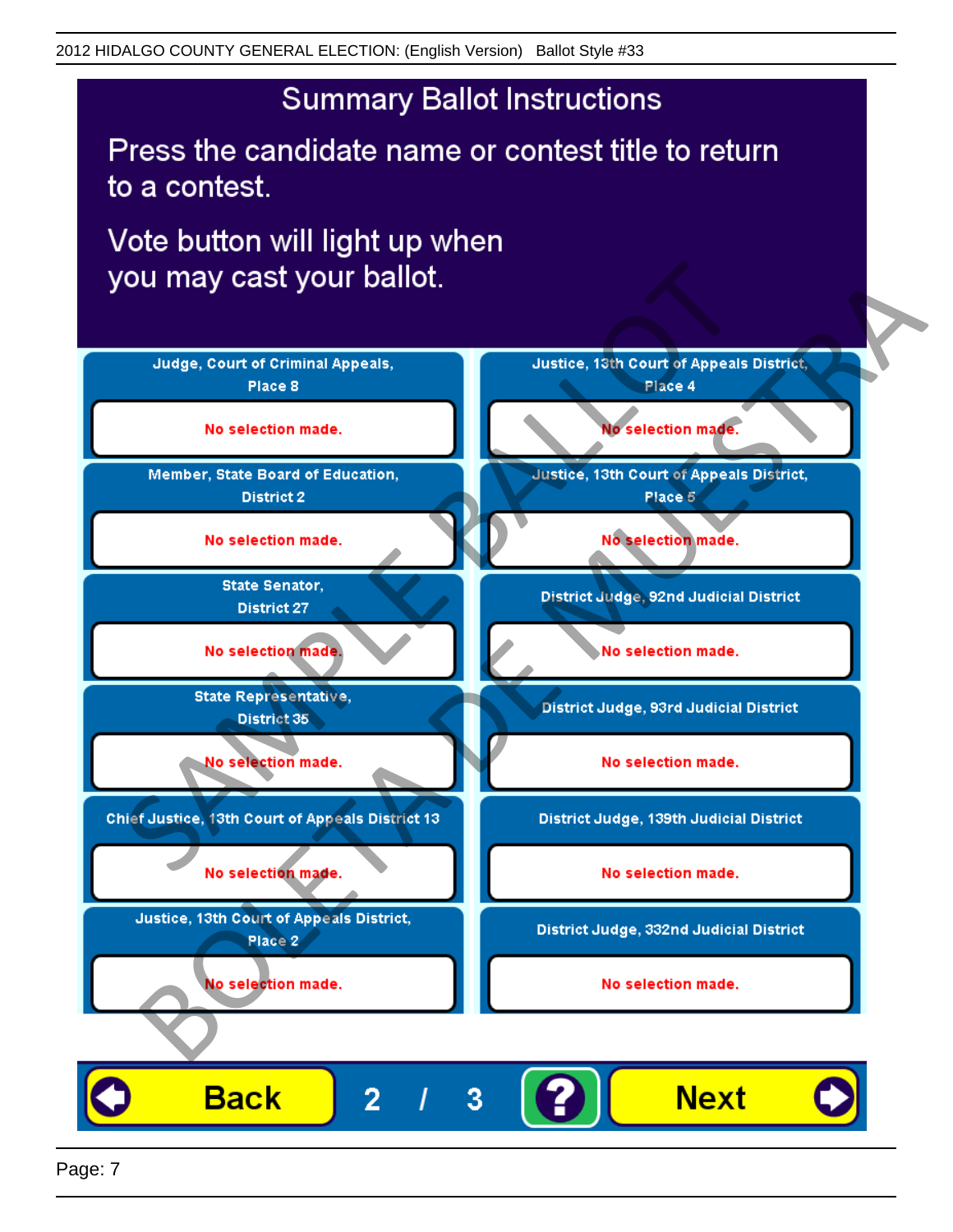# Summary Ballot Instructions

Press the candidate name or contest title to return to a contest.

Vote button will light up when you may cast your ballot.

| Contest | Selection |
| --- | --- |
| Judge, Court of Criminal Appeals, Place 8 | No selection made. |
| Member, State Board of Education, District 2 | No selection made. |
| State Senator, District 27 | No selection made. |
| State Representative, District 35 | No selection made. |
| Chief Justice, 13th Court of Appeals District 13 | No selection made. |
| Justice, 13th Court of Appeals District, Place 2 | No selection made. |
| Justice, 13th Court of Appeals District, Place 4 | No selection made. |
| Justice, 13th Court of Appeals District, Place 5 | No selection made. |
| District Judge, 92nd Judicial District | No selection made. |
| District Judge, 93rd Judicial District | No selection made. |
| District Judge, 139th Judicial District | No selection made. |
| District Judge, 332nd Judicial District | No selection made. |

Back | 2 / 3 | ? | Next

SAMPLE BALLOT — BOLETA DE MUESTRA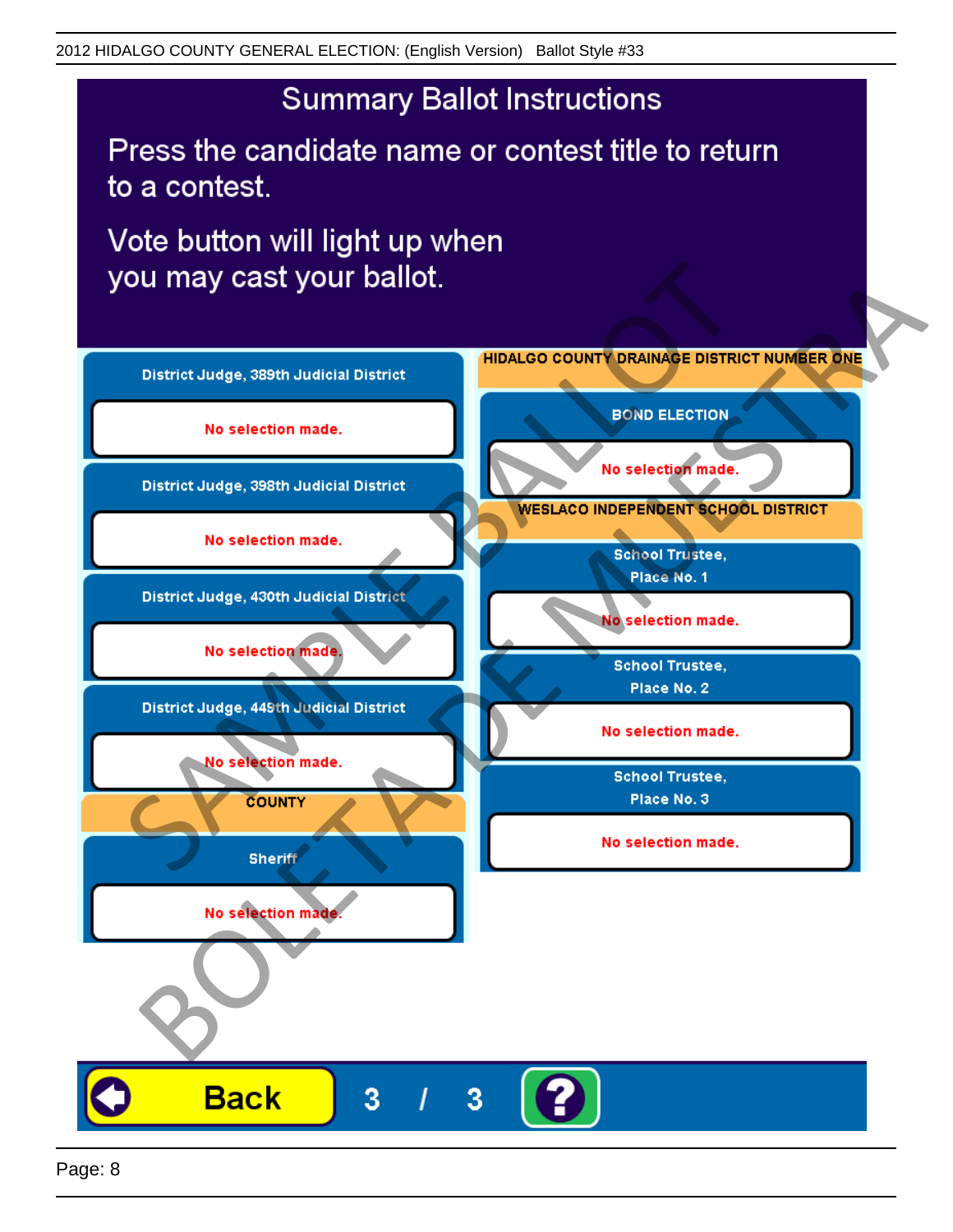2012 HIDALGO COUNTY GENERAL ELECTION: (English Version) Ballot Style #33

# Summary Ballot Instructions

Press the candidate name or contest title to return to a contest.

Vote button will light up when you may cast your ballot.

**District Judge, 389th Judicial District**

No selection made.

**District Judge, 398th Judicial District**

No selection made.

**District Judge, 430th Judicial District**

No selection made.

**District Judge, 449th Judicial District**

No selection made.

**COUNTY**

**Sheriff**

No selection made.

**HIDALGO COUNTY DRAINAGE DISTRICT NUMBER ONE**

**BOND ELECTION**

No selection made.

**WESLACO INDEPENDENT SCHOOL DISTRICT**

**School Trustee, Place No. 1**

No selection made.

**School Trustee, Place No. 2**

No selection made.

**School Trustee, Place No. 3**

No selection made.

Back   3 / 3   ?

SAMPLE BALLOT
BOLETA DE MUESTRA